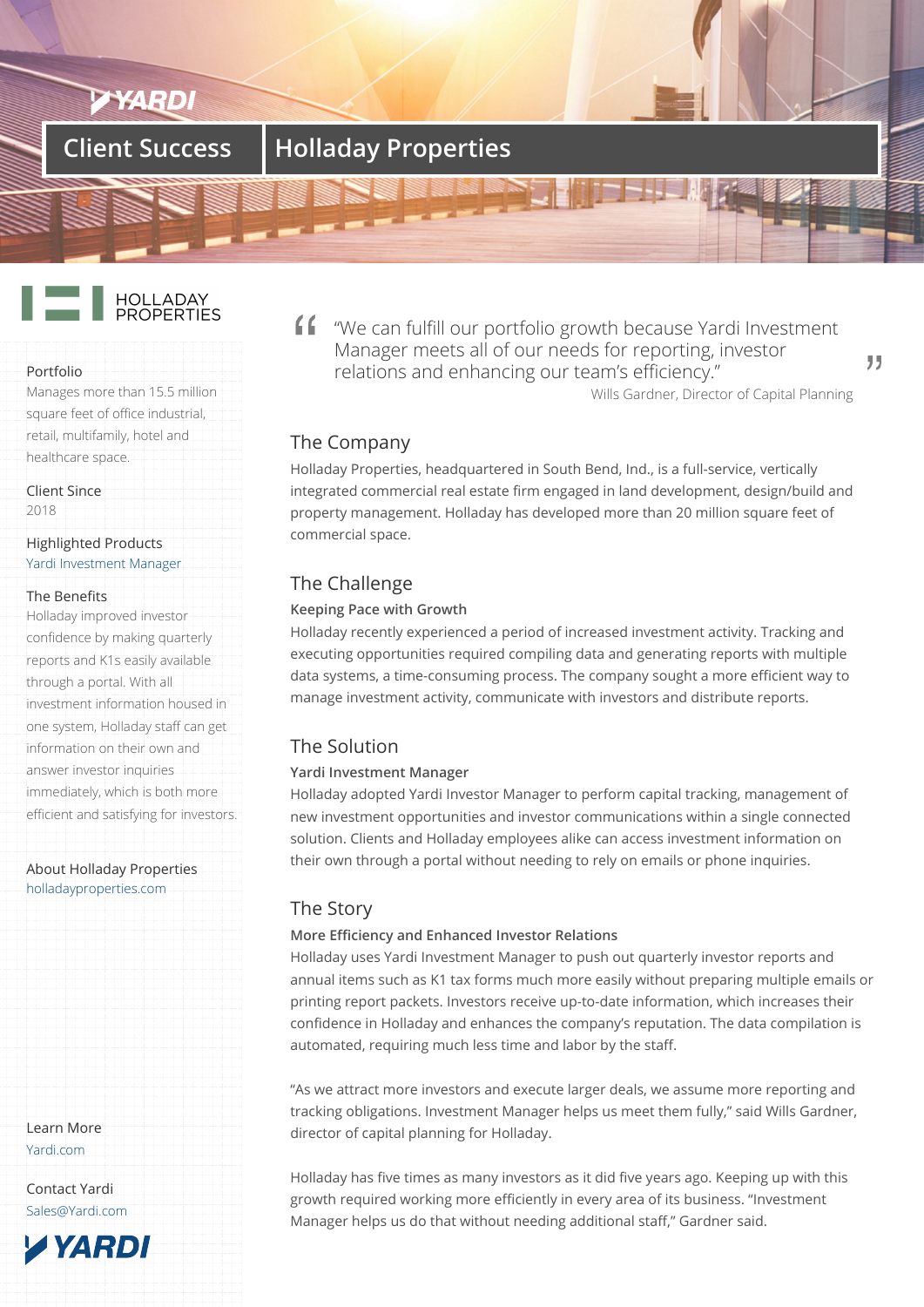# Client Success | Holladay Properties

HOLLADAY PROPERTIES

**Portfolio**
Manages more than 15.5 million square feet of office industrial, retail, multifamily, hotel and healthcare space.

**Client Since**
2018

**Highlighted Products**
Yardi Investment Manager

**The Benefits**
Holladay improved investor confidence by making quarterly reports and K1s easily available through a portal. With all investment information housed in one system, Holladay staff can get information on their own and answer investor inquiries immediately, which is both more efficient and satisfying for investors.

**About Holladay Properties**
holladayproperties.com

> "We can fulfill our portfolio growth because Yardi Investment Manager meets all of our needs for reporting, investor relations and enhancing our team's efficiency."
>
> Wills Gardner, Director of Capital Planning

## The Company

Holladay Properties, headquartered in South Bend, Ind., is a full-service, vertically integrated commercial real estate firm engaged in land development, design/build and property management. Holladay has developed more than 20 million square feet of commercial space.

## The Challenge

### Keeping Pace with Growth

Holladay recently experienced a period of increased investment activity. Tracking and executing opportunities required compiling data and generating reports with multiple data systems, a time-consuming process. The company sought a more efficient way to manage investment activity, communicate with investors and distribute reports.

## The Solution

### Yardi Investment Manager

Holladay adopted Yardi Investor Manager to perform capital tracking, management of new investment opportunities and investor communications within a single connected solution. Clients and Holladay employees alike can access investment information on their own through a portal without needing to rely on emails or phone inquiries.

## The Story

### More Efficiency and Enhanced Investor Relations

Holladay uses Yardi Investment Manager to push out quarterly investor reports and annual items such as K1 tax forms much more easily without preparing multiple emails or printing report packets. Investors receive up-to-date information, which increases their confidence in Holladay and enhances the company's reputation. The data compilation is automated, requiring much less time and labor by the staff.

"As we attract more investors and execute larger deals, we assume more reporting and tracking obligations. Investment Manager helps us meet them fully," said Wills Gardner, director of capital planning for Holladay.

Holladay has five times as many investors as it did five years ago. Keeping up with this growth required working more efficiently in every area of its business. "Investment Manager helps us do that without needing additional staff," Gardner said.

**Learn More**
Yardi.com

**Contact Yardi**
Sales@Yardi.com

YARDI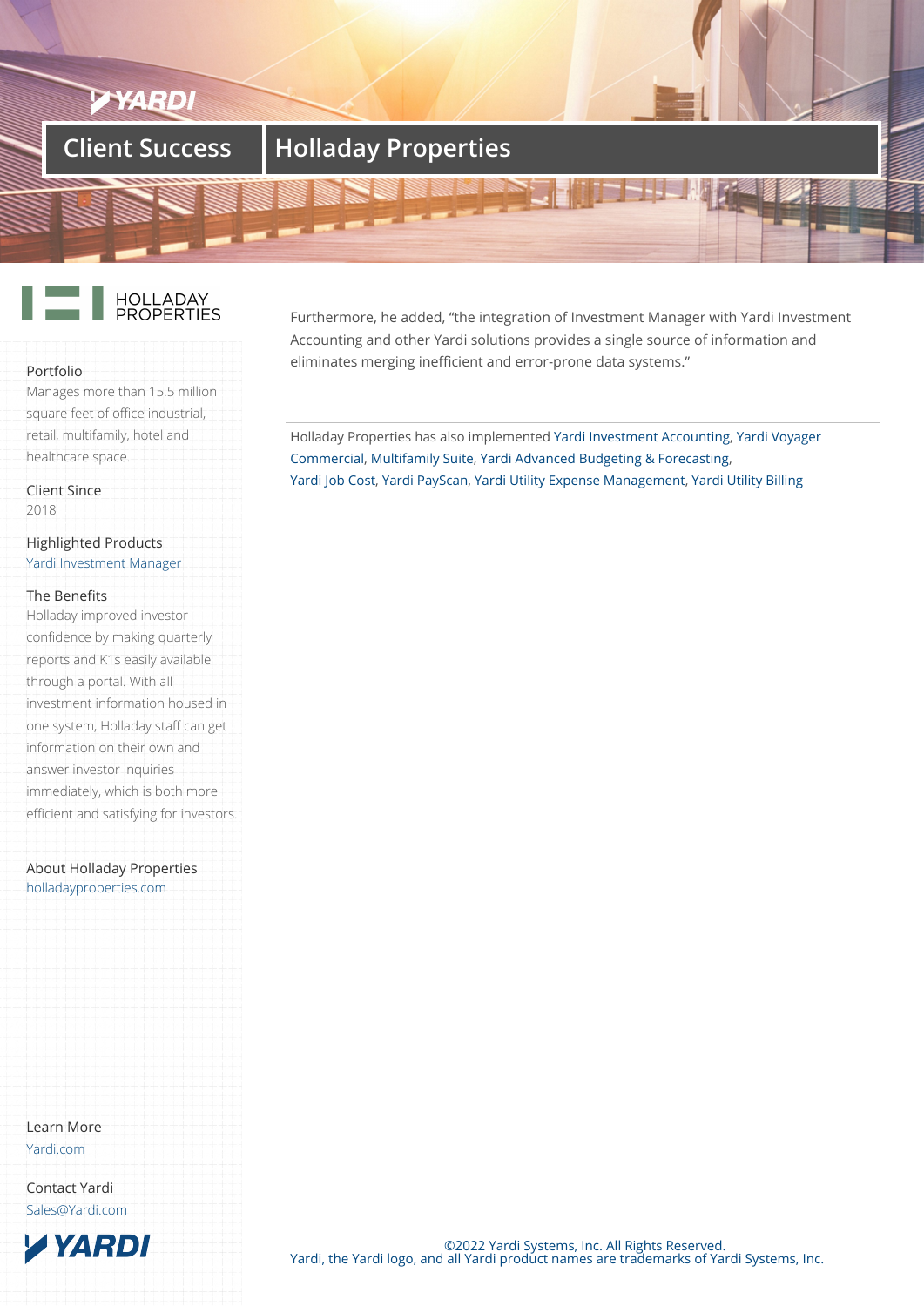# Client Success | Holladay Properties

HOLLADAY PROPERTIES

**Portfolio**
Manages more than 15.5 million square feet of office industrial, retail, multifamily, hotel and healthcare space.

**Client Since**
2018

**Highlighted Products**
Yardi Investment Manager

**The Benefits**
Holladay improved investor confidence by making quarterly reports and K1s easily available through a portal. With all investment information housed in one system, Holladay staff can get information on their own and answer investor inquiries immediately, which is both more efficient and satisfying for investors.

**About Holladay Properties**
holladayproperties.com

**Learn More**
Yardi.com

**Contact Yardi**
Sales@Yardi.com

Furthermore, he added, "the integration of Investment Manager with Yardi Investment Accounting and other Yardi solutions provides a single source of information and eliminates merging inefficient and error-prone data systems."

---

Holladay Properties has also implemented Yardi Investment Accounting, Yardi Voyager Commercial, Multifamily Suite, Yardi Advanced Budgeting & Forecasting, Yardi Job Cost, Yardi PayScan, Yardi Utility Expense Management, Yardi Utility Billing

©2022 Yardi Systems, Inc. All Rights Reserved.
Yardi, the Yardi logo, and all Yardi product names are trademarks of Yardi Systems, Inc.